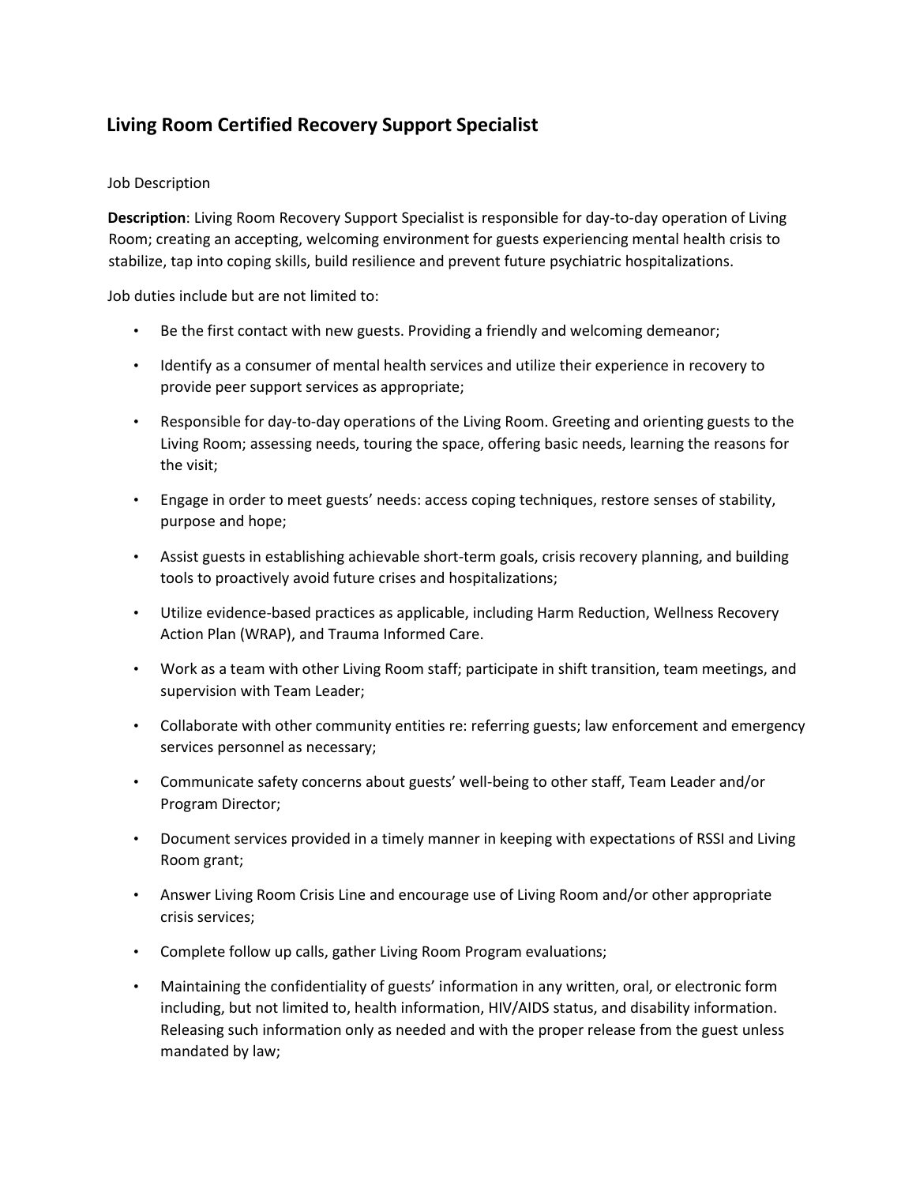# Living Room Certified Recovery Support Specialist

Job Description

**Description**: Living Room Recovery Support Specialist is responsible for day-to-day operation of Living Room; creating an accepting, welcoming environment for guests experiencing mental health crisis to stabilize, tap into coping skills, build resilience and prevent future psychiatric hospitalizations.

Job duties include but are not limited to:

- Be the first contact with new guests. Providing a friendly and welcoming demeanor;
- Identify as a consumer of mental health services and utilize their experience in recovery to provide peer support services as appropriate;
- Responsible for day-to-day operations of the Living Room. Greeting and orienting guests to the Living Room; assessing needs, touring the space, offering basic needs, learning the reasons for the visit;
- Engage in order to meet guests' needs: access coping techniques, restore senses of stability, purpose and hope;
- Assist guests in establishing achievable short-term goals, crisis recovery planning, and building tools to proactively avoid future crises and hospitalizations;
- Utilize evidence-based practices as applicable, including Harm Reduction, Wellness Recovery Action Plan (WRAP), and Trauma Informed Care.
- Work as a team with other Living Room staff; participate in shift transition, team meetings, and supervision with Team Leader;
- Collaborate with other community entities re: referring guests; law enforcement and emergency services personnel as necessary;
- Communicate safety concerns about guests' well-being to other staff, Team Leader and/or Program Director;
- Document services provided in a timely manner in keeping with expectations of RSSI and Living Room grant;
- Answer Living Room Crisis Line and encourage use of Living Room and/or other appropriate crisis services;
- Complete follow up calls, gather Living Room Program evaluations;
- Maintaining the confidentiality of guests' information in any written, oral, or electronic form including, but not limited to, health information, HIV/AIDS status, and disability information. Releasing such information only as needed and with the proper release from the guest unless mandated by law;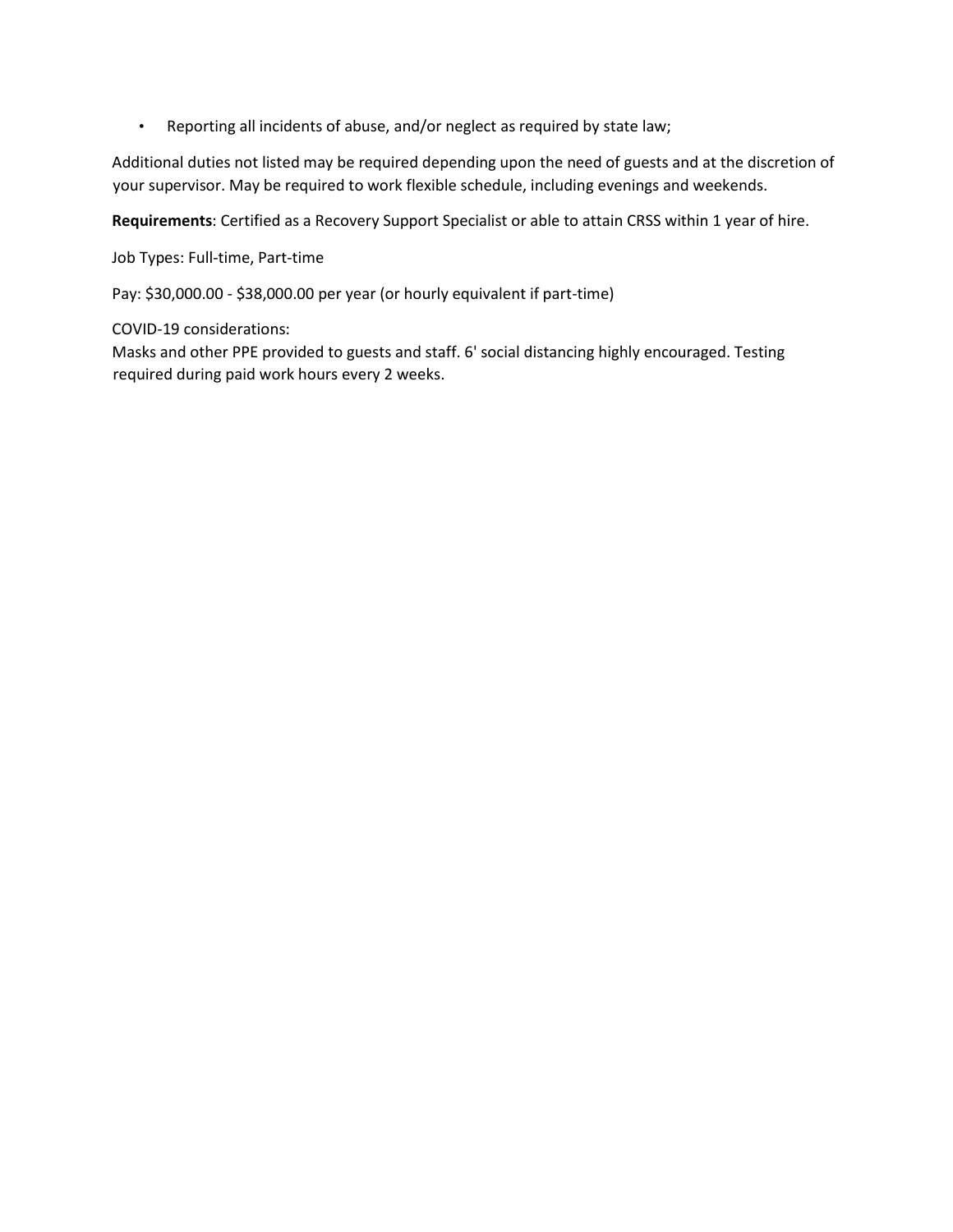- Reporting all incidents of abuse, and/or neglect as required by state law;

Additional duties not listed may be required depending upon the need of guests and at the discretion of your supervisor. May be required to work flexible schedule, including evenings and weekends.

**Requirements**: Certified as a Recovery Support Specialist or able to attain CRSS within 1 year of hire.

Job Types: Full-time, Part-time

Pay: $30,000.00 - $38,000.00 per year (or hourly equivalent if part-time)

COVID-19 considerations:
Masks and other PPE provided to guests and staff. 6' social distancing highly encouraged. Testing required during paid work hours every 2 weeks.